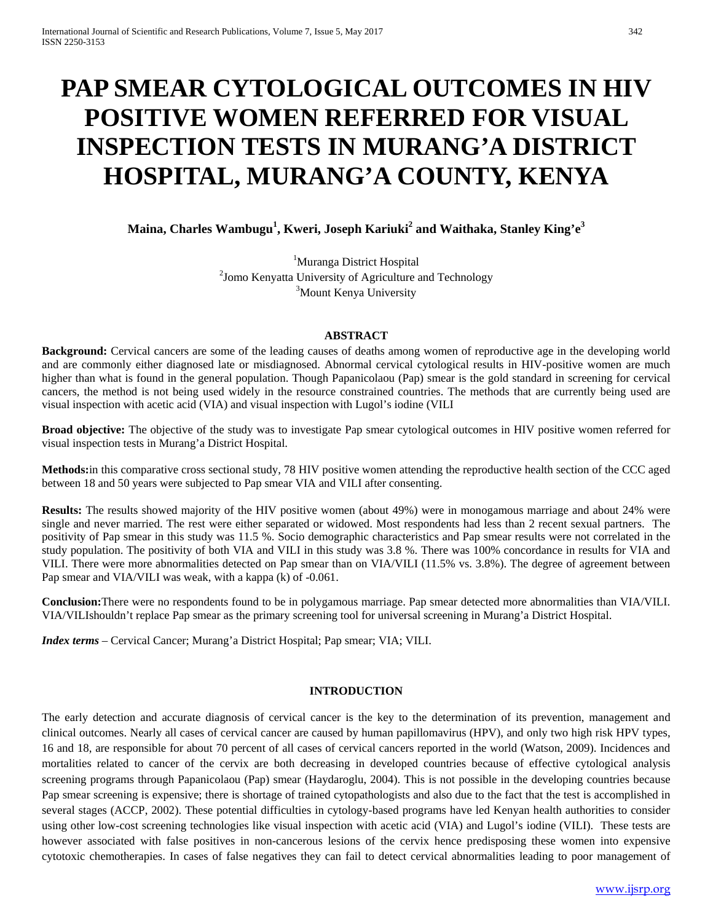# PAP SMEAR CYTOLOGICAL OUTCOMES IN HIV POSITIVE WOMEN REFERRED FOR VISUAL INSPECTION TESTS IN MURANG'A DISTRICT HOSPITAL, MURANG'A COUNTY, KENYA

**Maina, Charles Wambugu[1], Kweri, Joseph Kariuki[2] and Waithaka, Stanley King'e[3]**

[1]Muranga District Hospital
[2]Jomo Kenyatta University of Agriculture and Technology
[3]Mount Kenya University

## ABSTRACT

**Background:** Cervical cancers are some of the leading causes of deaths among women of reproductive age in the developing world and are commonly either diagnosed late or misdiagnosed. Abnormal cervical cytological results in HIV-positive women are much higher than what is found in the general population. Though Papanicolaou (Pap) smear is the gold standard in screening for cervical cancers, the method is not being used widely in the resource constrained countries. The methods that are currently being used are visual inspection with acetic acid (VIA) and visual inspection with Lugol's iodine (VILI

**Broad objective:** The objective of the study was to investigate Pap smear cytological outcomes in HIV positive women referred for visual inspection tests in Murang'a District Hospital.

**Methods:**in this comparative cross sectional study, 78 HIV positive women attending the reproductive health section of the CCC aged between 18 and 50 years were subjected to Pap smear VIA and VILI after consenting.

**Results:** The results showed majority of the HIV positive women (about 49%) were in monogamous marriage and about 24% were single and never married. The rest were either separated or widowed. Most respondents had less than 2 recent sexual partners. The positivity of Pap smear in this study was 11.5 %. Socio demographic characteristics and Pap smear results were not correlated in the study population. The positivity of both VIA and VILI in this study was 3.8 %. There was 100% concordance in results for VIA and VILI. There were more abnormalities detected on Pap smear than on VIA/VILI (11.5% vs. 3.8%). The degree of agreement between Pap smear and VIA/VILI was weak, with a kappa (k) of -0.061.

**Conclusion:**There were no respondents found to be in polygamous marriage. Pap smear detected more abnormalities than VIA/VILI. VIA/VILIshouldn't replace Pap smear as the primary screening tool for universal screening in Murang'a District Hospital.

***Index terms*** – Cervical Cancer; Murang'a District Hospital; Pap smear; VIA; VILI.

## INTRODUCTION

The early detection and accurate diagnosis of cervical cancer is the key to the determination of its prevention, management and clinical outcomes. Nearly all cases of cervical cancer are caused by human papillomavirus (HPV), and only two high risk HPV types, 16 and 18, are responsible for about 70 percent of all cases of cervical cancers reported in the world (Watson, 2009). Incidences and mortalities related to cancer of the cervix are both decreasing in developed countries because of effective cytological analysis screening programs through Papanicolaou (Pap) smear (Haydaroglu, 2004). This is not possible in the developing countries because Pap smear screening is expensive; there is shortage of trained cytopathologists and also due to the fact that the test is accomplished in several stages (ACCP, 2002). These potential difficulties in cytology-based programs have led Kenyan health authorities to consider using other low-cost screening technologies like visual inspection with acetic acid (VIA) and Lugol's iodine (VILI). These tests are however associated with false positives in non-cancerous lesions of the cervix hence predisposing these women into expensive cytotoxic chemotherapies. In cases of false negatives they can fail to detect cervical abnormalities leading to poor management of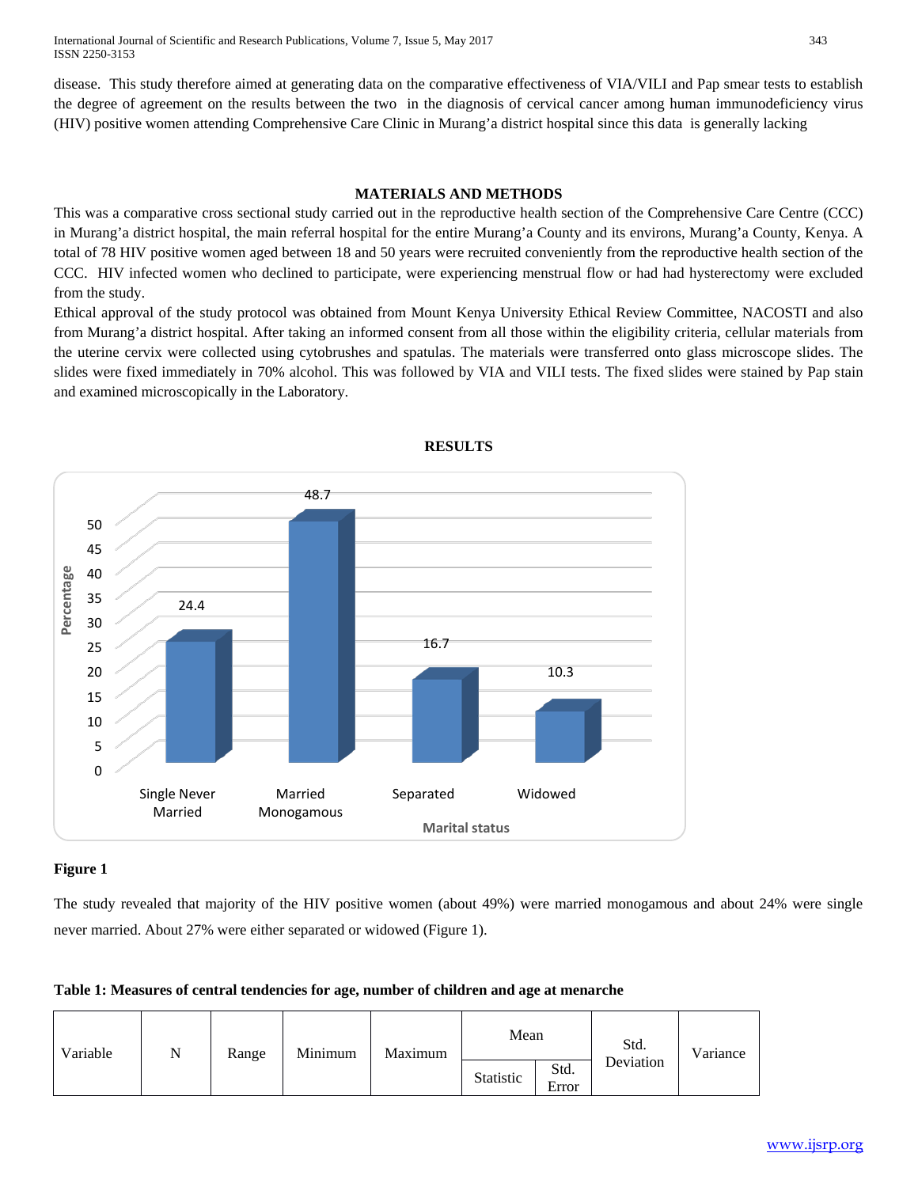disease. This study therefore aimed at generating data on the comparative effectiveness of VIA/VILI and Pap smear tests to establish the degree of agreement on the results between the two in the diagnosis of cervical cancer among human immunodeficiency virus (HIV) positive women attending Comprehensive Care Clinic in Murang'a district hospital since this data is generally lacking

## MATERIALS AND METHODS

This was a comparative cross sectional study carried out in the reproductive health section of the Comprehensive Care Centre (CCC) in Murang'a district hospital, the main referral hospital for the entire Murang'a County and its environs, Murang'a County, Kenya. A total of 78 HIV positive women aged between 18 and 50 years were recruited conveniently from the reproductive health section of the CCC. HIV infected women who declined to participate, were experiencing menstrual flow or had had hysterectomy were excluded from the study.

Ethical approval of the study protocol was obtained from Mount Kenya University Ethical Review Committee, NACOSTI and also from Murang'a district hospital. After taking an informed consent from all those within the eligibility criteria, cellular materials from the uterine cervix were collected using cytobrushes and spatulas. The materials were transferred onto glass microscope slides. The slides were fixed immediately in 70% alcohol. This was followed by VIA and VILI tests. The fixed slides were stained by Pap stain and examined microscopically in the Laboratory.

## RESULTS

| Marital status | Percentage |
|---|---|
| Single Never Married | 24.4 |
| Married Monogamous | 48.7 |
| Separated | 16.7 |
| Widowed | 10.3 |

**Figure 1**

The study revealed that majority of the HIV positive women (about 49%) were married monogamous and about 24% were single never married. About 27% were either separated or widowed (Figure 1).

**Table 1: Measures of central tendencies for age, number of children and age at menarche**

| Variable | N | Range | Minimum | Maximum | Mean | | Std. Deviation | Variance |
|---|---|---|---|---|---|---|---|---|
| | | | | | Statistic | Std. Error | | |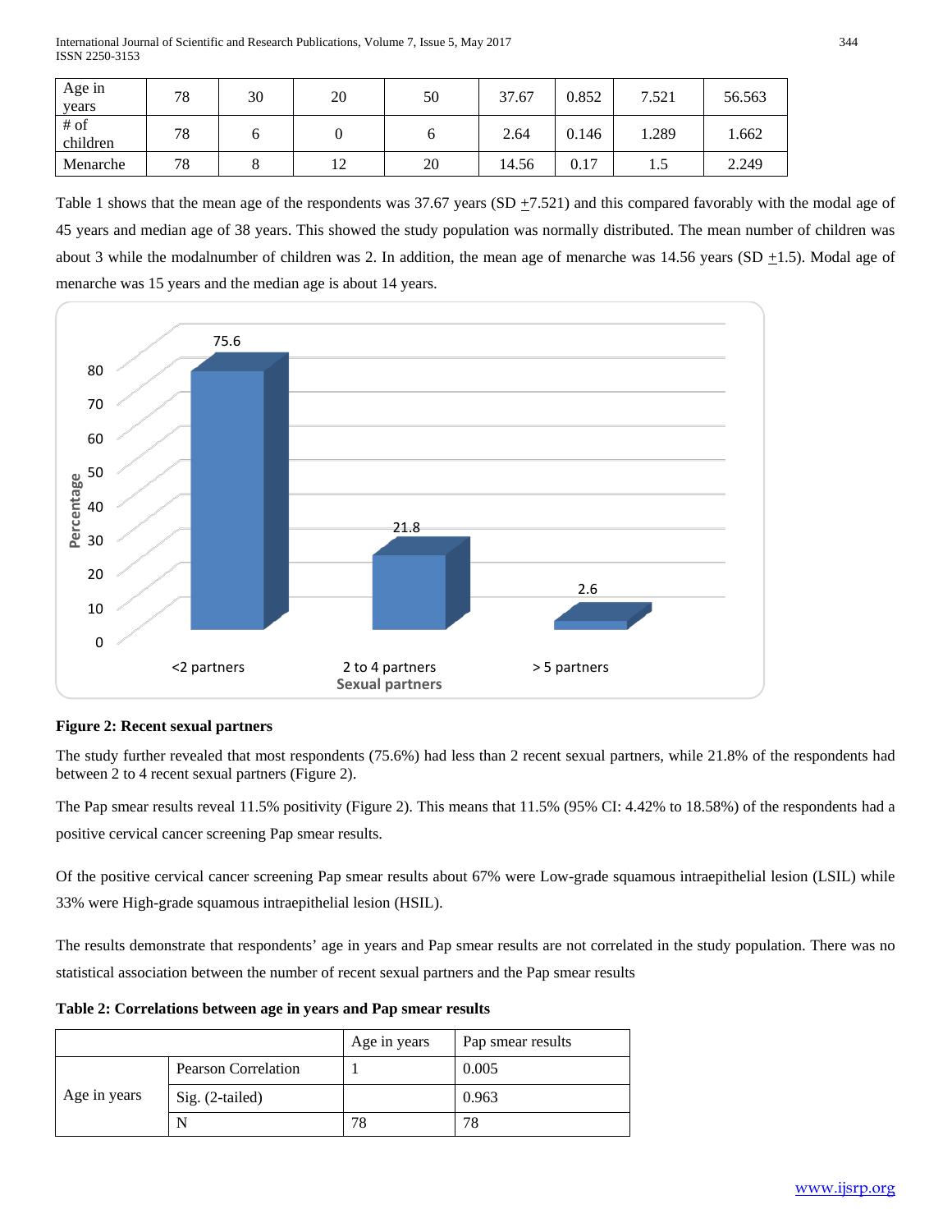| Age in years | 78 | 30 | 20 | 50 | 37.67 | 0.852 | 7.521 | 56.563 |
|---|---|---|---|---|---|---|---|---|
| # of children | 78 | 6 | 0 | 6 | 2.64 | 0.146 | 1.289 | 1.662 |
| Menarche | 78 | 8 | 12 | 20 | 14.56 | 0.17 | 1.5 | 2.249 |

Table 1 shows that the mean age of the respondents was 37.67 years (SD ±7.521) and this compared favorably with the modal age of 45 years and median age of 38 years. This showed the study population was normally distributed. The mean number of children was about 3 while the modalnumber of children was 2. In addition, the mean age of menarche was 14.56 years (SD ±1.5). Modal age of menarche was 15 years and the median age is about 14 years.

**Figure 2: Recent sexual partners**

The study further revealed that most respondents (75.6%) had less than 2 recent sexual partners, while 21.8% of the respondents had between 2 to 4 recent sexual partners (Figure 2).

The Pap smear results reveal 11.5% positivity (Figure 2). This means that 11.5% (95% CI: 4.42% to 18.58%) of the respondents had a positive cervical cancer screening Pap smear results.

Of the positive cervical cancer screening Pap smear results about 67% were Low-grade squamous intraepithelial lesion (LSIL) while 33% were High-grade squamous intraepithelial lesion (HSIL).

The results demonstrate that respondents' age in years and Pap smear results are not correlated in the study population. There was no statistical association between the number of recent sexual partners and the Pap smear results

**Table 2: Correlations between age in years and Pap smear results**

| | | Age in years | Pap smear results |
|---|---|---|---|
| Age in years | Pearson Correlation | 1 | 0.005 |
| | Sig. (2-tailed) | | 0.963 |
| | N | 78 | 78 |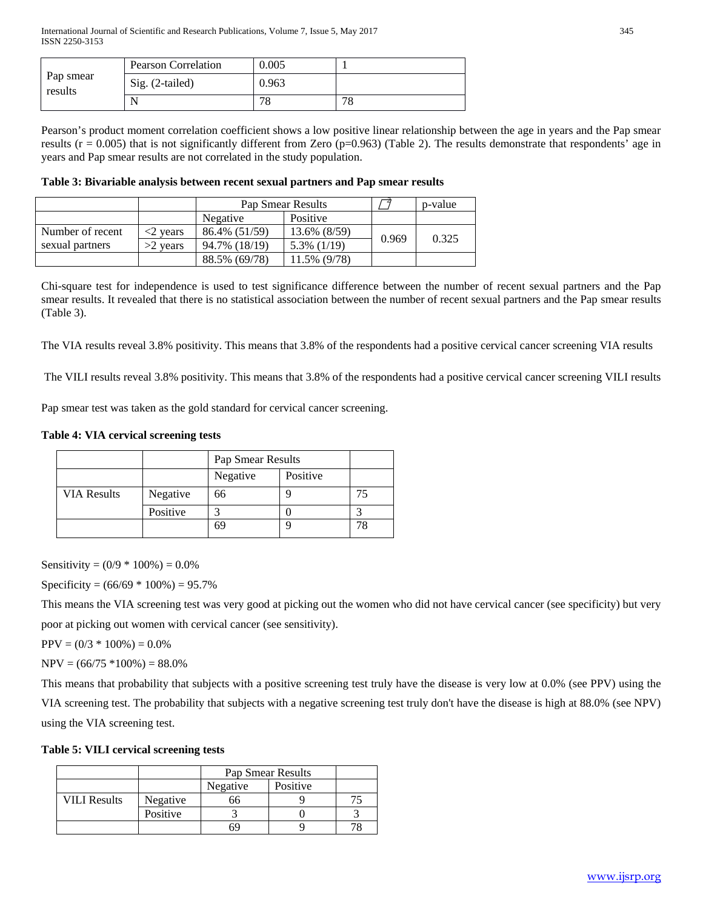| Pap smear results | Pearson Correlation | 0.005 | 1 |
|---|---|---|---|
| | Sig. (2-tailed) | 0.963 | |
| | N | 78 | 78 |

Pearson's product moment correlation coefficient shows a low positive linear relationship between the age in years and the Pap smear results (r = 0.005) that is not significantly different from Zero (p=0.963) (Table 2). The results demonstrate that respondents' age in years and Pap smear results are not correlated in the study population.

**Table 3: Bivariable analysis between recent sexual partners and Pap smear results**

| | | Pap Smear Results | | $\chi^2$ | p-value |
|---|---|---|---|---|---|
| | | Negative | Positive | | |
| Number of recent sexual partners | <2 years | 86.4% (51/59) | 13.6% (8/59) | 0.969 | 0.325 |
| | >2 years | 94.7% (18/19) | 5.3% (1/19) | | |
| | | 88.5% (69/78) | 11.5% (9/78) | | |

Chi-square test for independence is used to test significance difference between the number of recent sexual partners and the Pap smear results. It revealed that there is no statistical association between the number of recent sexual partners and the Pap smear results (Table 3).

The VIA results reveal 3.8% positivity. This means that 3.8% of the respondents had a positive cervical cancer screening VIA results

The VILI results reveal 3.8% positivity. This means that 3.8% of the respondents had a positive cervical cancer screening VILI results

Pap smear test was taken as the gold standard for cervical cancer screening.

**Table 4: VIA cervical screening tests**

| | | Pap Smear Results | | |
|---|---|---|---|---|
| | | Negative | Positive | |
| VIA Results | Negative | 66 | 9 | 75 |
| | Positive | 3 | 0 | 3 |
| | | 69 | 9 | 78 |

Sensitivity = (0/9 * 100%) = 0.0%

Specificity = (66/69 * 100%) = 95.7%

This means the VIA screening test was very good at picking out the women who did not have cervical cancer (see specificity) but very poor at picking out women with cervical cancer (see sensitivity).

PPV = (0/3 * 100%) = 0.0%

NPV = (66/75 *100%) = 88.0%

This means that probability that subjects with a positive screening test truly have the disease is very low at 0.0% (see PPV) using the VIA screening test. The probability that subjects with a negative screening test truly don't have the disease is high at 88.0% (see NPV) using the VIA screening test.

**Table 5: VILI cervical screening tests**

| | | Pap Smear Results | | |
|---|---|---|---|---|
| | | Negative | Positive | |
| VILI Results | Negative | 66 | 9 | 75 |
| | Positive | 3 | 0 | 3 |
| | | 69 | 9 | 78 |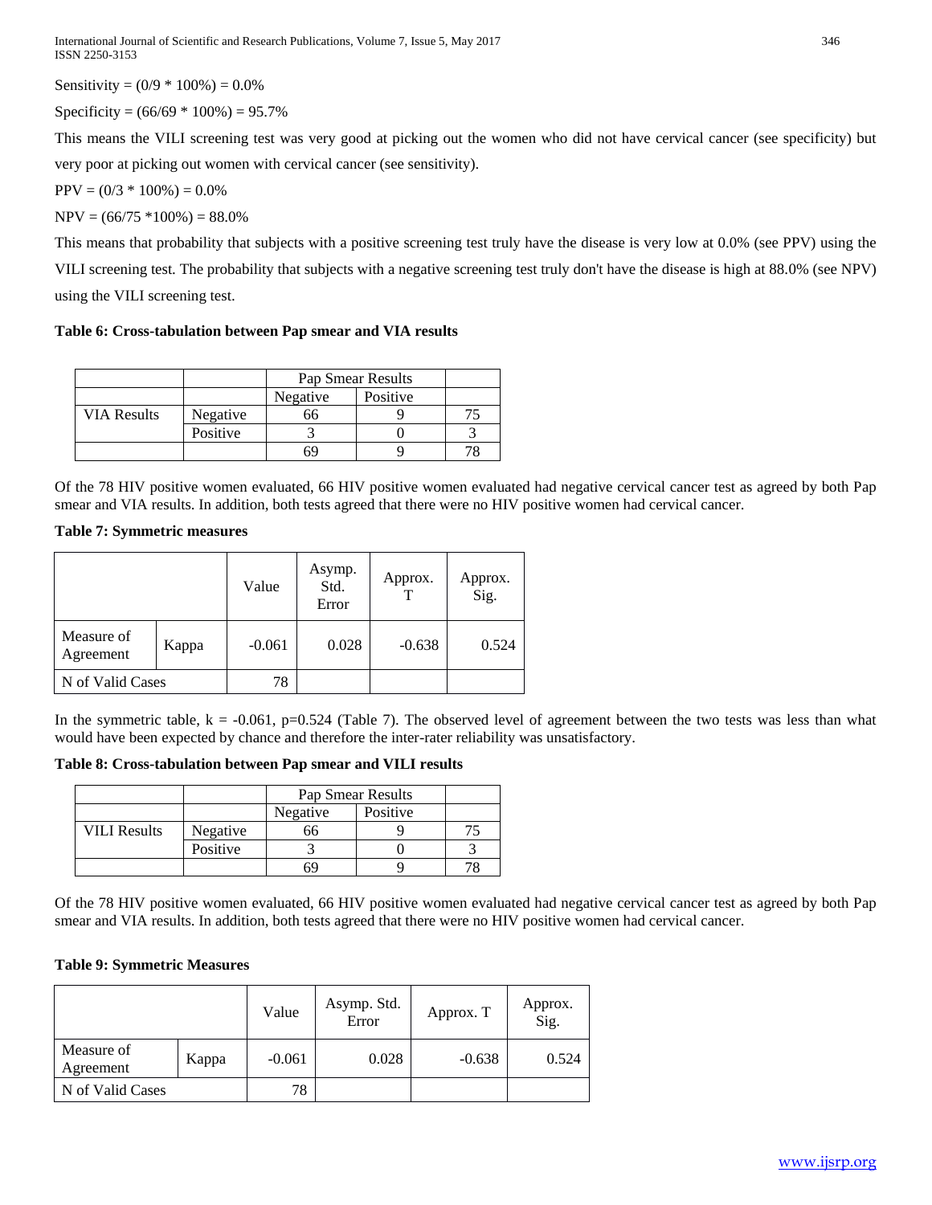Sensitivity = (0/9 * 100%) = 0.0%

Specificity = (66/69 * 100%) = 95.7%

This means the VILI screening test was very good at picking out the women who did not have cervical cancer (see specificity) but very poor at picking out women with cervical cancer (see sensitivity).

PPV = (0/3 * 100%) = 0.0%

NPV = (66/75 *100%) = 88.0%

This means that probability that subjects with a positive screening test truly have the disease is very low at 0.0% (see PPV) using the VILI screening test. The probability that subjects with a negative screening test truly don't have the disease is high at 88.0% (see NPV) using the VILI screening test.

**Table 6: Cross-tabulation between Pap smear and VIA results**

| | | Pap Smear Results | | |
|---|---|---|---|---|
| | | Negative | Positive | |
| VIA Results | Negative | 66 | 9 | 75 |
| | Positive | 3 | 0 | 3 |
| | | 69 | 9 | 78 |

Of the 78 HIV positive women evaluated, 66 HIV positive women evaluated had negative cervical cancer test as agreed by both Pap smear and VIA results. In addition, both tests agreed that there were no HIV positive women had cervical cancer.

**Table 7: Symmetric measures**

| | | Value | Asymp. Std. Error | Approx. T | Approx. Sig. |
|---|---|---|---|---|---|
| Measure of Agreement | Kappa | -0.061 | 0.028 | -0.638 | 0.524 |
| N of Valid Cases | | 78 | | | |

In the symmetric table, k = -0.061, p=0.524 (Table 7). The observed level of agreement between the two tests was less than what would have been expected by chance and therefore the inter-rater reliability was unsatisfactory.

**Table 8: Cross-tabulation between Pap smear and VILI results**

| | | Pap Smear Results | | |
|---|---|---|---|---|
| | | Negative | Positive | |
| VILI Results | Negative | 66 | 9 | 75 |
| | Positive | 3 | 0 | 3 |
| | | 69 | 9 | 78 |

Of the 78 HIV positive women evaluated, 66 HIV positive women evaluated had negative cervical cancer test as agreed by both Pap smear and VIA results. In addition, both tests agreed that there were no HIV positive women had cervical cancer.

**Table 9: Symmetric Measures**

| | | Value | Asymp. Std. Error | Approx. T | Approx. Sig. |
|---|---|---|---|---|---|
| Measure of Agreement | Kappa | -0.061 | 0.028 | -0.638 | 0.524 |
| N of Valid Cases | | 78 | | | |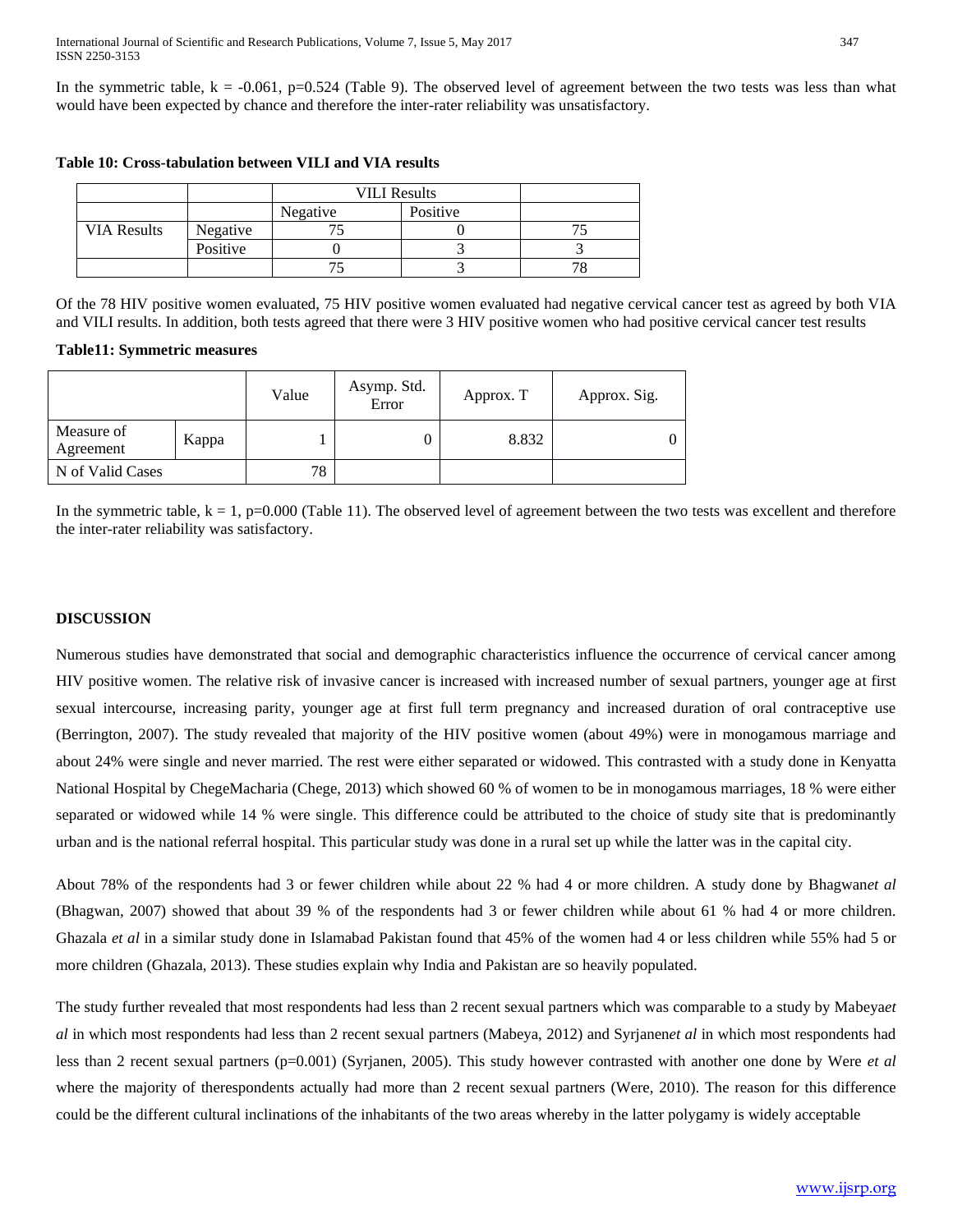In the symmetric table, k = -0.061, p=0.524 (Table 9). The observed level of agreement between the two tests was less than what would have been expected by chance and therefore the inter-rater reliability was unsatisfactory.

**Table 10: Cross-tabulation between VILI and VIA results**

| | | VILI Results | | |
|---|---|---|---|---|
| | | Negative | Positive | |
| VIA Results | Negative | 75 | 0 | 75 |
| | Positive | 0 | 3 | 3 |
| | | 75 | 3 | 78 |

Of the 78 HIV positive women evaluated, 75 HIV positive women evaluated had negative cervical cancer test as agreed by both VIA and VILI results. In addition, both tests agreed that there were 3 HIV positive women who had positive cervical cancer test results

**Table11: Symmetric measures**

| | | Value | Asymp. Std. Error | Approx. T | Approx. Sig. |
|---|---|---|---|---|---|
| Measure of Agreement | Kappa | 1 | 0 | 8.832 | 0 |
| N of Valid Cases | | 78 | | | |

In the symmetric table, k = 1, p=0.000 (Table 11). The observed level of agreement between the two tests was excellent and therefore the inter-rater reliability was satisfactory.

## DISCUSSION

Numerous studies have demonstrated that social and demographic characteristics influence the occurrence of cervical cancer among HIV positive women. The relative risk of invasive cancer is increased with increased number of sexual partners, younger age at first sexual intercourse, increasing parity, younger age at first full term pregnancy and increased duration of oral contraceptive use (Berrington, 2007). The study revealed that majority of the HIV positive women (about 49%) were in monogamous marriage and about 24% were single and never married. The rest were either separated or widowed. This contrasted with a study done in Kenyatta National Hospital by ChegeMacharia (Chege, 2013) which showed 60 % of women to be in monogamous marriages, 18 % were either separated or widowed while 14 % were single. This difference could be attributed to the choice of study site that is predominantly urban and is the national referral hospital. This particular study was done in a rural set up while the latter was in the capital city.

About 78% of the respondents had 3 or fewer children while about 22 % had 4 or more children. A study done by Bhagwan*et al* (Bhagwan, 2007) showed that about 39 % of the respondents had 3 or fewer children while about 61 % had 4 or more children. Ghazala *et al* in a similar study done in Islamabad Pakistan found that 45% of the women had 4 or less children while 55% had 5 or more children (Ghazala, 2013). These studies explain why India and Pakistan are so heavily populated.

The study further revealed that most respondents had less than 2 recent sexual partners which was comparable to a study by Mabeya*et al* in which most respondents had less than 2 recent sexual partners (Mabeya, 2012) and Syrjanen*et al* in which most respondents had less than 2 recent sexual partners (p=0.001) (Syrjanen, 2005). This study however contrasted with another one done by Were *et al* where the majority of therespondents actually had more than 2 recent sexual partners (Were, 2010). The reason for this difference could be the different cultural inclinations of the inhabitants of the two areas whereby in the latter polygamy is widely acceptable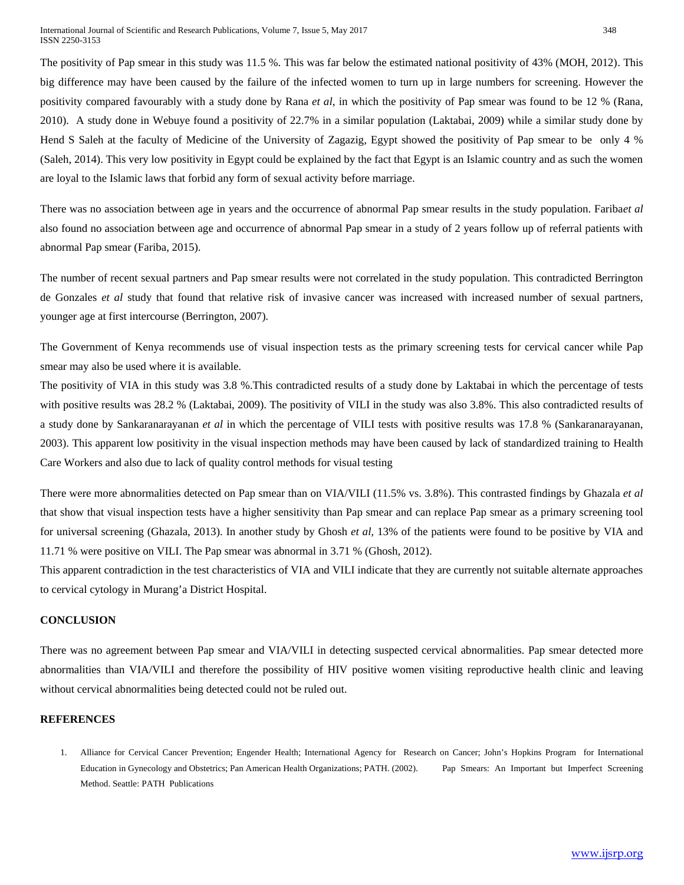The positivity of Pap smear in this study was 11.5 %. This was far below the estimated national positivity of 43% (MOH, 2012). This big difference may have been caused by the failure of the infected women to turn up in large numbers for screening. However the positivity compared favourably with a study done by Rana *et al*, in which the positivity of Pap smear was found to be 12 % (Rana, 2010). A study done in Webuye found a positivity of 22.7% in a similar population (Laktabai, 2009) while a similar study done by Hend S Saleh at the faculty of Medicine of the University of Zagazig, Egypt showed the positivity of Pap smear to be only 4 % (Saleh, 2014). This very low positivity in Egypt could be explained by the fact that Egypt is an Islamic country and as such the women are loyal to the Islamic laws that forbid any form of sexual activity before marriage.

There was no association between age in years and the occurrence of abnormal Pap smear results in the study population. Fariba*et al* also found no association between age and occurrence of abnormal Pap smear in a study of 2 years follow up of referral patients with abnormal Pap smear (Fariba, 2015).

The number of recent sexual partners and Pap smear results were not correlated in the study population. This contradicted Berrington de Gonzales *et al* study that found that relative risk of invasive cancer was increased with increased number of sexual partners, younger age at first intercourse (Berrington, 2007).

The Government of Kenya recommends use of visual inspection tests as the primary screening tests for cervical cancer while Pap smear may also be used where it is available.

The positivity of VIA in this study was 3.8 %.This contradicted results of a study done by Laktabai in which the percentage of tests with positive results was 28.2 % (Laktabai, 2009). The positivity of VILI in the study was also 3.8%. This also contradicted results of a study done by Sankaranarayanan *et al* in which the percentage of VILI tests with positive results was 17.8 % (Sankaranarayanan, 2003). This apparent low positivity in the visual inspection methods may have been caused by lack of standardized training to Health Care Workers and also due to lack of quality control methods for visual testing

There were more abnormalities detected on Pap smear than on VIA/VILI (11.5% vs. 3.8%). This contrasted findings by Ghazala *et al* that show that visual inspection tests have a higher sensitivity than Pap smear and can replace Pap smear as a primary screening tool for universal screening (Ghazala, 2013). In another study by Ghosh *et al,* 13% of the patients were found to be positive by VIA and 11.71 % were positive on VILI. The Pap smear was abnormal in 3.71 % (Ghosh, 2012).

This apparent contradiction in the test characteristics of VIA and VILI indicate that they are currently not suitable alternate approaches to cervical cytology in Murang'a District Hospital.

## CONCLUSION

There was no agreement between Pap smear and VIA/VILI in detecting suspected cervical abnormalities. Pap smear detected more abnormalities than VIA/VILI and therefore the possibility of HIV positive women visiting reproductive health clinic and leaving without cervical abnormalities being detected could not be ruled out.

## REFERENCES

1. Alliance for Cervical Cancer Prevention; Engender Health; International Agency for Research on Cancer; John's Hopkins Program for International Education in Gynecology and Obstetrics; Pan American Health Organizations; PATH. (2002). Pap Smears: An Important but Imperfect Screening Method. Seattle: PATH Publications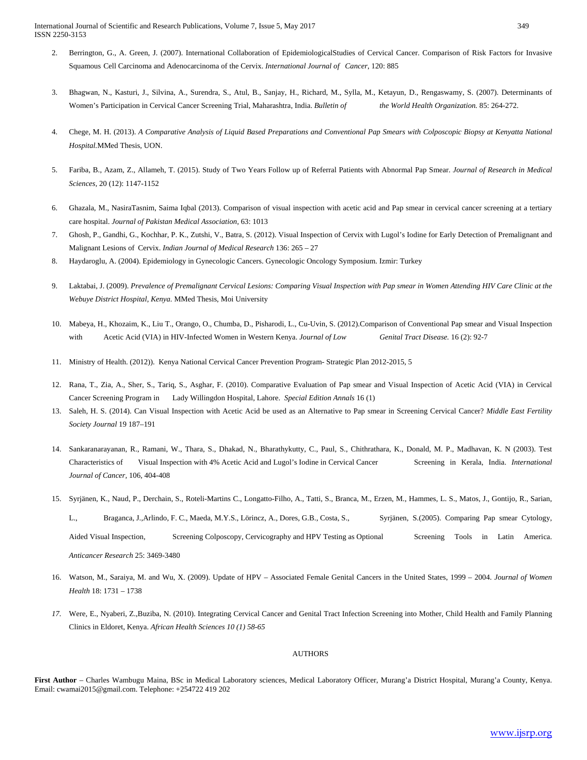2. Berrington, G., A. Green, J. (2007). International Collaboration of EpidemiologicalStudies of Cervical Cancer. Comparison of Risk Factors for Invasive Squamous Cell Carcinoma and Adenocarcinoma of the Cervix. *International Journal of Cancer*, 120: 885

3. Bhagwan, N., Kasturi, J., Silvina, A., Surendra, S., Atul, B., Sanjay, H., Richard, M., Sylla, M., Ketayun, D., Rengaswamy, S. (2007). Determinants of Women's Participation in Cervical Cancer Screening Trial, Maharashtra, India. *Bulletin of the World Health Organization.* 85: 264-272.

4. Chege, M. H. (2013). *A Comparative Analysis of Liquid Based Preparations and Conventional Pap Smears with Colposcopic Biopsy at Kenyatta National Hospital.*MMed Thesis, UON.

5. Fariba, B., Azam, Z., Allameh, T. (2015). Study of Two Years Follow up of Referral Patients with Abnormal Pap Smear. *Journal of Research in Medical Sciences*, 20 (12): 1147-1152

6. Ghazala, M., NasiraTasnim, Saima Iqbal (2013). Comparison of visual inspection with acetic acid and Pap smear in cervical cancer screening at a tertiary care hospital. *Journal of Pakistan Medical Association*, 63: 1013

7. Ghosh, P., Gandhi, G., Kochhar, P. K., Zutshi, V., Batra, S. (2012). Visual Inspection of Cervix with Lugol's Iodine for Early Detection of Premalignant and Malignant Lesions of Cervix. *Indian Journal of Medical Research* 136: 265 – 27

8. Haydaroglu, A. (2004). Epidemiology in Gynecologic Cancers. Gynecologic Oncology Symposium. Izmir: Turkey

9. Laktabai, J. (2009). *Prevalence of Premalignant Cervical Lesions: Comparing Visual Inspection with Pap smear in Women Attending HIV Care Clinic at the Webuye District Hospital, Kenya.* MMed Thesis, Moi University

10. Mabeya, H., Khozaim, K., Liu T., Orango, O., Chumba, D., Pisharodi, L., Cu-Uvin, S. (2012).Comparison of Conventional Pap smear and Visual Inspection with Acetic Acid (VIA) in HIV-Infected Women in Western Kenya. *Journal of Low Genital Tract Disease.* 16 (2): 92-7

11. Ministry of Health. (2012)). Kenya National Cervical Cancer Prevention Program- Strategic Plan 2012-2015, 5

12. Rana, T., Zia, A., Sher, S., Tariq, S., Asghar, F. (2010). Comparative Evaluation of Pap smear and Visual Inspection of Acetic Acid (VIA) in Cervical Cancer Screening Program in Lady Willingdon Hospital, Lahore. *Special Edition Annals* 16 (1)

13. Saleh, H. S. (2014). Can Visual Inspection with Acetic Acid be used as an Alternative to Pap smear in Screening Cervical Cancer? *Middle East Fertility Society Journal* 19 187–191

14. Sankaranarayanan, R., Ramani, W., Thara, S., Dhakad, N., Bharathykutty, C., Paul, S., Chithrathara, K., Donald, M. P., Madhavan, K. N (2003). Test Characteristics of Visual Inspection with 4% Acetic Acid and Lugol's Iodine in Cervical Cancer Screening in Kerala, India. *International Journal of Cancer*, 106, 404-408

15. Syrjänen, K., Naud, P., Derchain, S., Roteli-Martins C., Longatto-Filho, A., Tatti, S., Branca, M., Erzen, M., Hammes, L. S., Matos, J., Gontijo, R., Sarian, L., Braganca, J.,Arlindo, F. C., Maeda, M.Y.S., Lörincz, A., Dores, G.B., Costa, S., Syrjänen, S.(2005). Comparing Pap smear Cytology, Aided Visual Inspection, Screening Colposcopy, Cervicography and HPV Testing as Optional Screening Tools in Latin America. *Anticancer Research* 25: 3469-3480

16. Watson, M., Saraiya, M. and Wu, X. (2009). Update of HPV – Associated Female Genital Cancers in the United States, 1999 – 2004. *Journal of Women Health* 18: 1731 – 1738

17. Were, E., Nyaberi, Z.,Buziba, N. (2010). Integrating Cervical Cancer and Genital Tract Infection Screening into Mother, Child Health and Family Planning Clinics in Eldoret, Kenya. *African Health Sciences 10 (1) 58-65*

## AUTHORS

**First Author** – Charles Wambugu Maina, BSc in Medical Laboratory sciences, Medical Laboratory Officer, Murang'a District Hospital, Murang'a County, Kenya. Email: cwamai2015@gmail.com. Telephone: +254722 419 202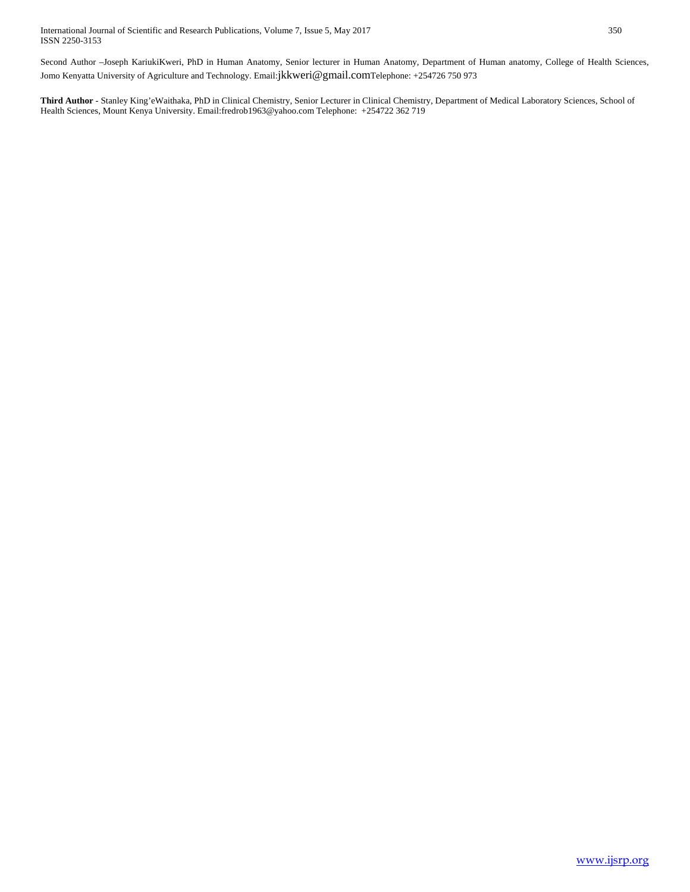Second Author –Joseph KariukiKweri, PhD in Human Anatomy, Senior lecturer in Human Anatomy, Department of Human anatomy, College of Health Sciences, Jomo Kenyatta University of Agriculture and Technology. Email:jkkweri@gmail.comTelephone: +254726 750 973

**Third Author** - Stanley King'eWaithaka, PhD in Clinical Chemistry, Senior Lecturer in Clinical Chemistry, Department of Medical Laboratory Sciences, School of Health Sciences, Mount Kenya University. Email:fredrob1963@yahoo.com Telephone: +254722 362 719